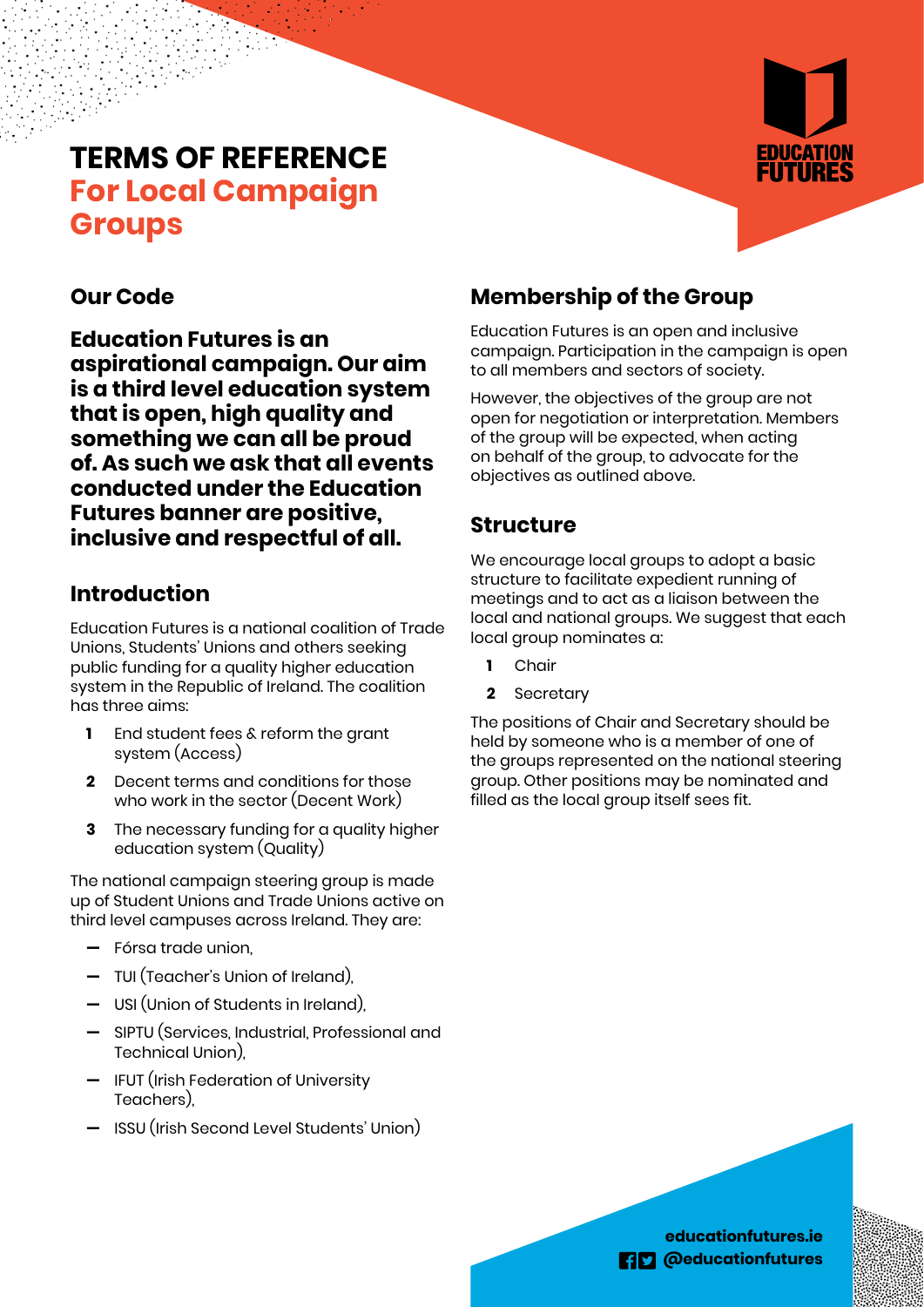# TERMS OF REFERENCE
## For Local Campaign Groups

### Our Code

**Education Futures is an aspirational campaign. Our aim is a third level education system that is open, high quality and something we can all be proud of. As such we ask that all events conducted under the Education Futures banner are positive, inclusive and respectful of all.**

### Introduction

Education Futures is a national coalition of Trade Unions, Students' Unions and others seeking public funding for a quality higher education system in the Republic of Ireland. The coalition has three aims:

1. End student fees & reform the grant system (Access)
2. Decent terms and conditions for those who work in the sector (Decent Work)
3. The necessary funding for a quality higher education system (Quality)

The national campaign steering group is made up of Student Unions and Trade Unions active on third level campuses across Ireland. They are:

- Fórsa trade union,
- TUI (Teacher's Union of Ireland),
- USI (Union of Students in Ireland),
- SIPTU (Services, Industrial, Professional and Technical Union),
- IFUT (Irish Federation of University Teachers),
- ISSU (Irish Second Level Students' Union)

### Membership of the Group

Education Futures is an open and inclusive campaign. Participation in the campaign is open to all members and sectors of society.

However, the objectives of the group are not open for negotiation or interpretation. Members of the group will be expected, when acting on behalf of the group, to advocate for the objectives as outlined above.

### Structure

We encourage local groups to adopt a basic structure to facilitate expedient running of meetings and to act as a liaison between the local and national groups. We suggest that each local group nominates a:

1. Chair
2. Secretary

The positions of Chair and Secretary should be held by someone who is a member of one of the groups represented on the national steering group. Other positions may be nominated and filled as the local group itself sees fit.

**educationfutures.ie**
**@educationfutures**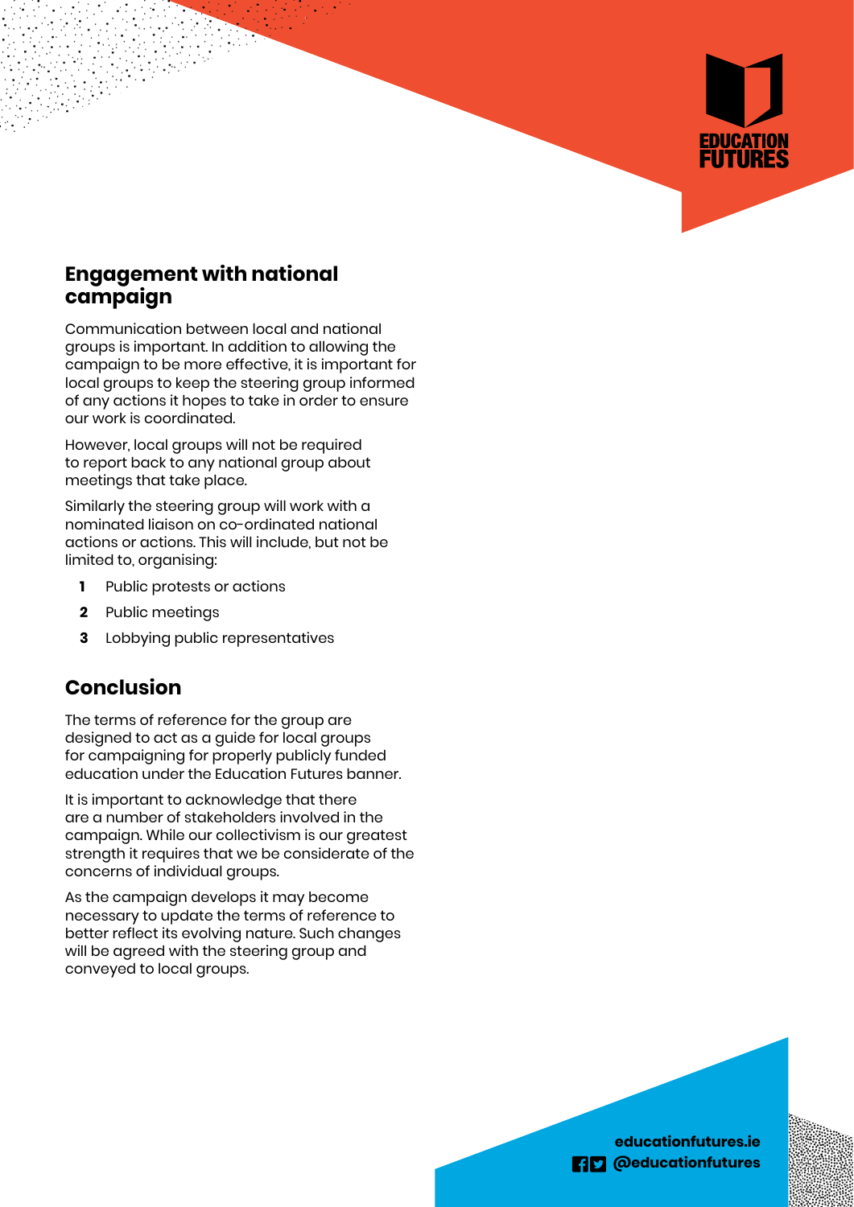## Engagement with national campaign

Communication between local and national groups is important. In addition to allowing the campaign to be more effective, it is important for local groups to keep the steering group informed of any actions it hopes to take in order to ensure our work is coordinated.

However, local groups will not be required to report back to any national group about meetings that take place.

Similarly the steering group will work with a nominated liaison on co-ordinated national actions or actions. This will include, but not be limited to, organising:

1. Public protests or actions
2. Public meetings
3. Lobbying public representatives

## Conclusion

The terms of reference for the group are designed to act as a guide for local groups for campaigning for properly publicly funded education under the Education Futures banner.

It is important to acknowledge that there are a number of stakeholders involved in the campaign. While our collectivism is our greatest strength it requires that we be considerate of the concerns of individual groups.

As the campaign develops it may become necessary to update the terms of reference to better reflect its evolving nature. Such changes will be agreed with the steering group and conveyed to local groups.

**educationfutures.ie**
**@educationfutures**